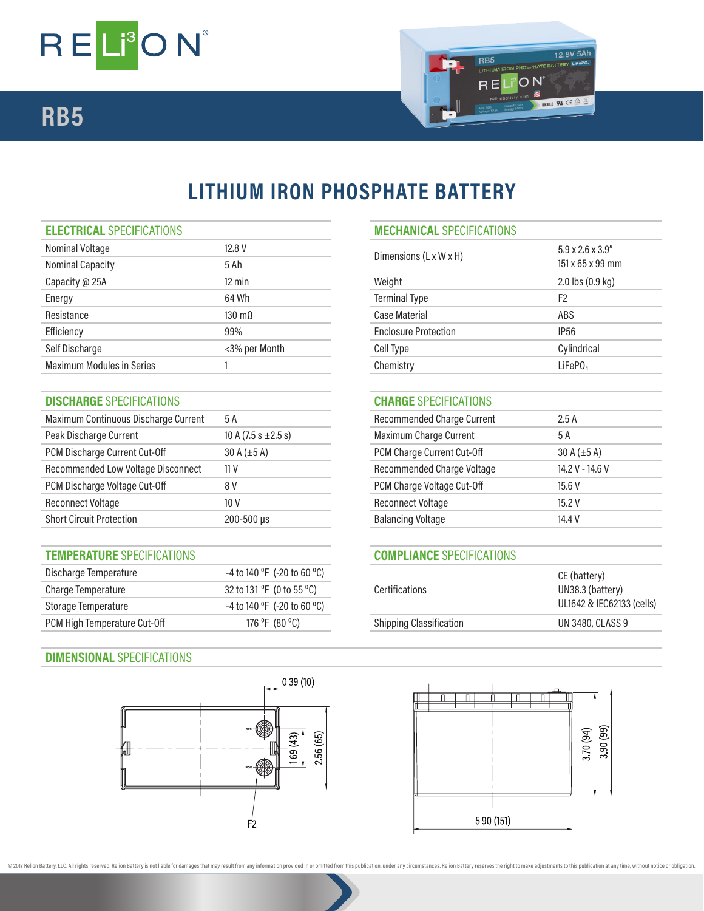# RELiON

## RB5

# LITHIUM IRON PHOSPHATE BATTERY

## ELECTRICAL SPECIFICATIONS

| | |
|---|---|
| Nominal Voltage | 12.8 V |
| Nominal Capacity | 5 Ah |
| Capacity @ 25A | 12 min |
| Energy | 64 Wh |
| Resistance | 130 mΩ |
| Efficiency | 99% |
| Self Discharge | <3% per Month |
| Maximum Modules in Series | 1 |

## MECHANICAL SPECIFICATIONS

| | |
|---|---|
| Dimensions (L x W x H) | 5.9 x 2.6 x 3.9" 151 x 65 x 99 mm |
| Weight | 2.0 lbs (0.9 kg) |
| Terminal Type | F2 |
| Case Material | ABS |
| Enclosure Protection | IP56 |
| Cell Type | Cylindrical |
| Chemistry | $LiFePO_4$ |

## DISCHARGE SPECIFICATIONS

| | |
|---|---|
| Maximum Continuous Discharge Current | 5 A |
| Peak Discharge Current | 10 A (7.5 s ±2.5 s) |
| PCM Discharge Current Cut-Off | 30 A (±5 A) |
| Recommended Low Voltage Disconnect | 11 V |
| PCM Discharge Voltage Cut-Off | 8 V |
| Reconnect Voltage | 10 V |
| Short Circuit Protection | 200-500 µs |

## CHARGE SPECIFICATIONS

| | |
|---|---|
| Recommended Charge Current | 2.5 A |
| Maximum Charge Current | 5 A |
| PCM Charge Current Cut-Off | 30 A (±5 A) |
| Recommended Charge Voltage | 14.2 V - 14.6 V |
| PCM Charge Voltage Cut-Off | 15.6 V |
| Reconnect Voltage | 15.2 V |
| Balancing Voltage | 14.4 V |

## TEMPERATURE SPECIFICATIONS

| | |
|---|---|
| Discharge Temperature | -4 to 140 °F (-20 to 60 °C) |
| Charge Temperature | 32 to 131 °F (0 to 55 °C) |
| Storage Temperature | -4 to 140 °F (-20 to 60 °C) |
| PCM High Temperature Cut-Off | 176 °F (80 °C) |

## COMPLIANCE SPECIFICATIONS

| | |
|---|---|
| Certifications | CE (battery) UN38.3 (battery) UL1642 & IEC62133 (cells) |
| Shipping Classification | UN 3480, CLASS 9 |

## DIMENSIONAL SPECIFICATIONS

0.39 (10)

1.69 (43)

2.56 (65)

F2

3.70 (94)

3.90 (99)

5.90 (151)

© 2017 Relion Battery, LLC. All rights reserved. Relion Battery is not liable for damages that may result from any information provided in or omitted from this publication, under any circumstances. Relion Battery reserves the right to make adjustments to this publication at any time, without notice or obligation.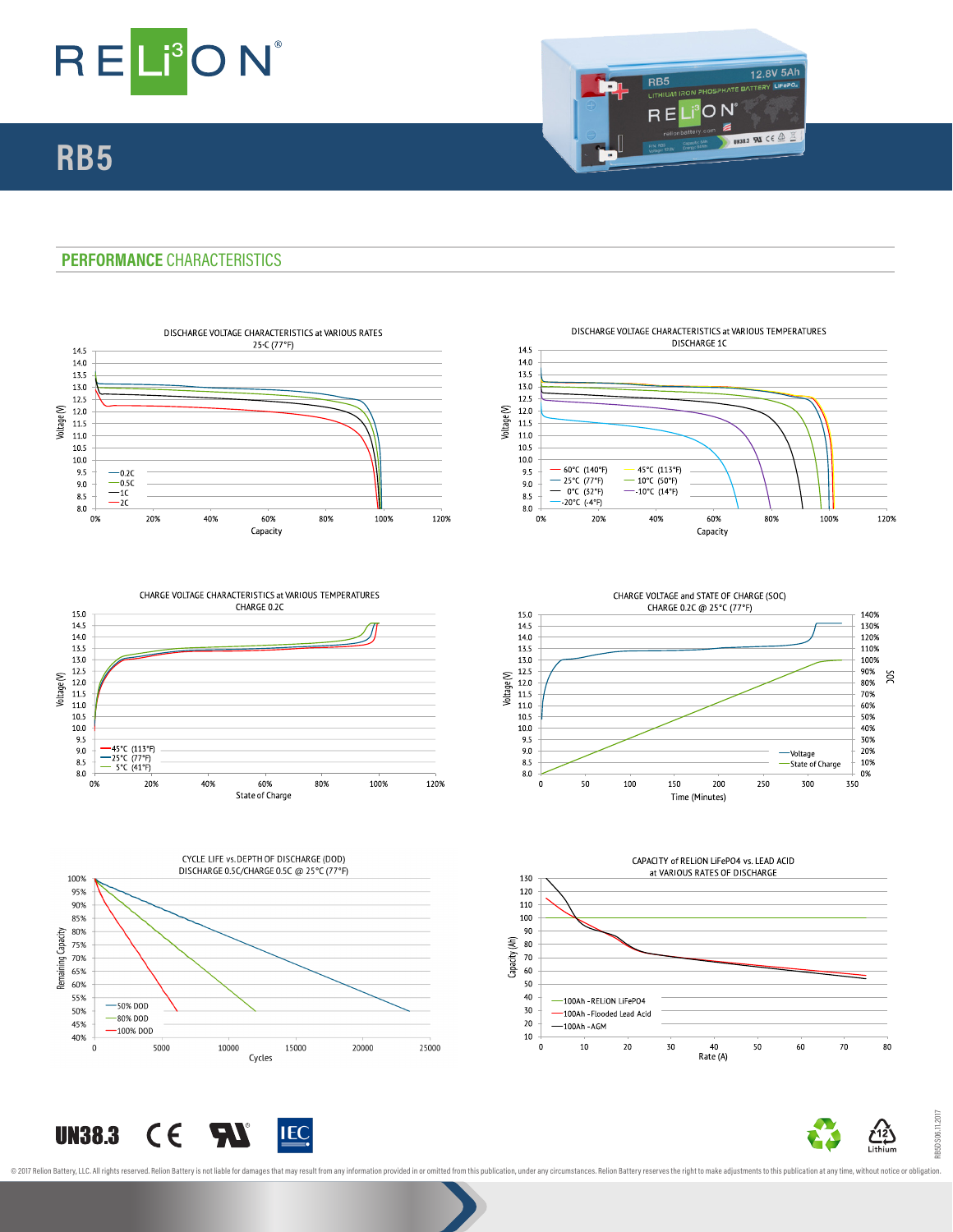# RB5

## PERFORMANCE CHARACTERISTICS

DISCHARGE VOLTAGE CHARACTERISTICS at VARIOUS RATES
25°C (77°F)

Voltage (V)
14.5
14.0
13.5
13.0
12.5
12.0
11.5
11.0
10.5
10.0
9.5
9.0
8.5
8.0

0.2C
0.5C
1C
2C

0% 20% 40% 60% 80% 100% 120%
Capacity

DISCHARGE VOLTAGE CHARACTERISTICS at VARIOUS TEMPERATURES
DISCHARGE 1C

Voltage (V)
14.5
14.0
13.5
13.0
12.5
12.0
11.5
11.0
10.5
10.0
9.5
9.0
8.5
8.0

60°C (140°F)
25°C (77°F)
0°C (32°F)
-20°C (-4°F)
45°C (113°F)
10°C (50°F)
-10°C (14°F)

0% 20% 40% 60% 80% 100% 120%
Capacity

CHARGE VOLTAGE CHARACTERISTICS at VARIOUS TEMPERATURES
CHARGE 0.2C

Voltage (V)
15.0
14.5
14.0
13.5
13.0
12.5
12.0
11.5
11.0
10.5
10.0
9.5
9.0
8.5
8.0

45°C (113°F)
25°C (77°F)
5°C (41°F)

0% 20% 40% 60% 80% 100% 120%
State of Charge

CHARGE VOLTAGE and STATE OF CHARGE (SOC)
CHARGE 0.2C @ 25°C (77°F)

Voltage (V)
15.0
14.5
14.0
13.5
13.0
12.5
12.0
11.5
11.0
10.5
10.0
9.5
9.0
8.5
8.0

SOC
140%
130%
120%
110%
100%
90%
80%
70%
60%
50%
40%
30%
20%
10%
0%

Voltage
State of Charge

0 50 100 150 200 250 300 350
Time (Minutes)

CYCLE LIFE vs. DEPTH OF DISCHARGE (DOD)
DISCHARGE 0.5C/CHARGE 0.5C @ 25°C (77°F)

Remaining Capacity
100%
95%
90%
85%
80%
75%
70%
65%
60%
55%
50%
45%
40%

50% DOD
80% DOD
100% DOD

0 5000 10000 15000 20000 25000
Cycles

CAPACITY of RELiON LiFePO4 vs. LEAD ACID
at VARIOUS RATES OF DISCHARGE

Capacity (Ah)
130
120
110
100
90
80
70
60
50
40
30
20
10

100Ah - RELiON LiFePO4
100Ah - Flooded Lead Acid
100Ah - AGM

0 10 20 30 40 50 60 70 80
Rate (A)

UN38.3

© 2017 Relion Battery, LLC. All rights reserved. Relion Battery is not liable for damages that may result from any information provided in or omitted from this publication, under any circumstances. Relion Battery reserves the right to make adjustments to this publication at any time, without notice or obligation.